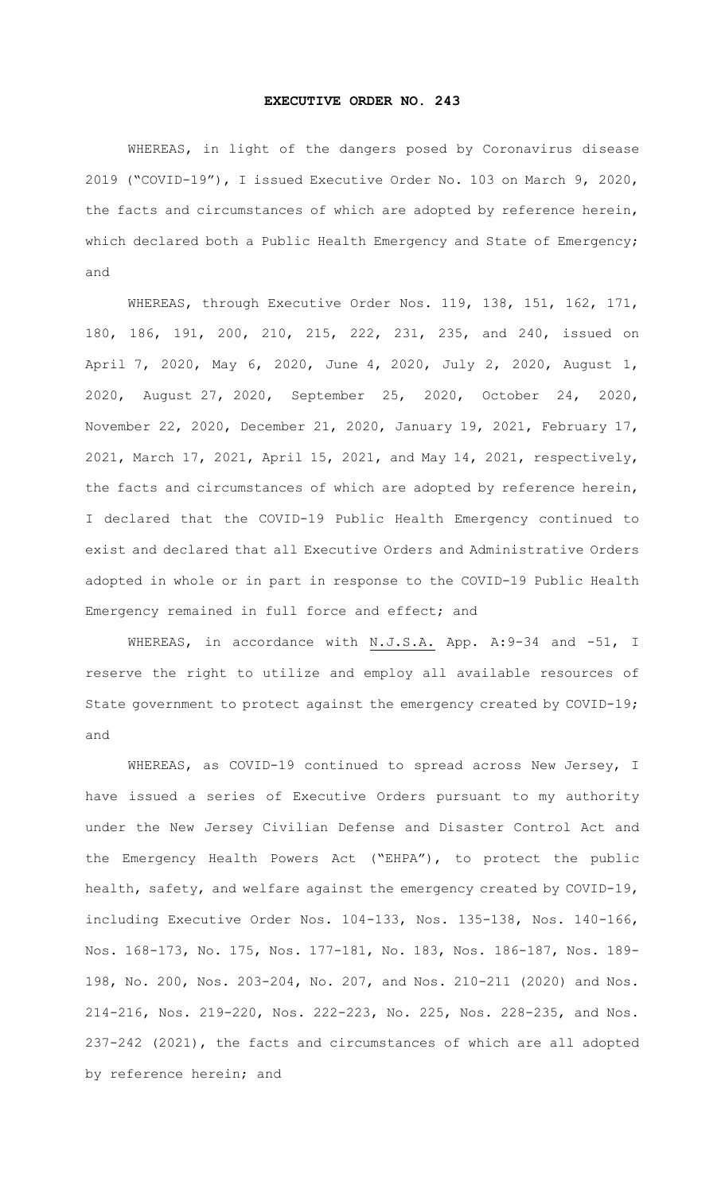# EXECUTIVE ORDER NO. 243

WHEREAS, in light of the dangers posed by Coronavirus disease 2019 ("COVID-19"), I issued Executive Order No. 103 on March 9, 2020, the facts and circumstances of which are adopted by reference herein, which declared both a Public Health Emergency and State of Emergency; and

WHEREAS, through Executive Order Nos. 119, 138, 151, 162, 171, 180, 186, 191, 200, 210, 215, 222, 231, 235, and 240, issued on April 7, 2020, May 6, 2020, June 4, 2020, July 2, 2020, August 1, 2020, August 27, 2020, September 25, 2020, October 24, 2020, November 22, 2020, December 21, 2020, January 19, 2021, February 17, 2021, March 17, 2021, April 15, 2021, and May 14, 2021, respectively, the facts and circumstances of which are adopted by reference herein, I declared that the COVID-19 Public Health Emergency continued to exist and declared that all Executive Orders and Administrative Orders adopted in whole or in part in response to the COVID-19 Public Health Emergency remained in full force and effect; and

WHEREAS, in accordance with N.J.S.A. App. A:9-34 and -51, I reserve the right to utilize and employ all available resources of State government to protect against the emergency created by COVID-19; and

WHEREAS, as COVID-19 continued to spread across New Jersey, I have issued a series of Executive Orders pursuant to my authority under the New Jersey Civilian Defense and Disaster Control Act and the Emergency Health Powers Act ("EHPA"), to protect the public health, safety, and welfare against the emergency created by COVID-19, including Executive Order Nos. 104-133, Nos. 135-138, Nos. 140-166, Nos. 168-173, No. 175, Nos. 177-181, No. 183, Nos. 186-187, Nos. 189-198, No. 200, Nos. 203-204, No. 207, and Nos. 210-211 (2020) and Nos. 214-216, Nos. 219-220, Nos. 222-223, No. 225, Nos. 228-235, and Nos. 237-242 (2021), the facts and circumstances of which are all adopted by reference herein; and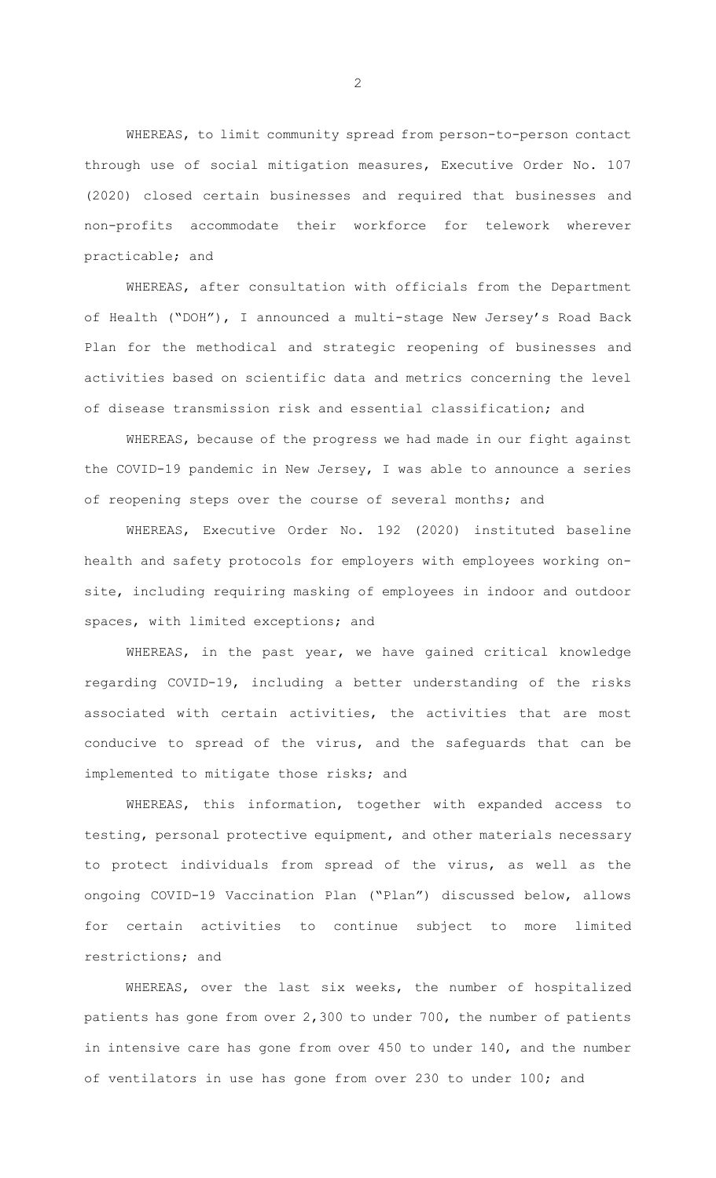WHEREAS, to limit community spread from person-to-person contact through use of social mitigation measures, Executive Order No. 107 (2020) closed certain businesses and required that businesses and non-profits accommodate their workforce for telework wherever practicable; and

WHEREAS, after consultation with officials from the Department of Health ("DOH"), I announced a multi-stage New Jersey's Road Back Plan for the methodical and strategic reopening of businesses and activities based on scientific data and metrics concerning the level of disease transmission risk and essential classification; and

WHEREAS, because of the progress we had made in our fight against the COVID-19 pandemic in New Jersey, I was able to announce a series of reopening steps over the course of several months; and

WHEREAS, Executive Order No. 192 (2020) instituted baseline health and safety protocols for employers with employees working on-site, including requiring masking of employees in indoor and outdoor spaces, with limited exceptions; and

WHEREAS, in the past year, we have gained critical knowledge regarding COVID-19, including a better understanding of the risks associated with certain activities, the activities that are most conducive to spread of the virus, and the safeguards that can be implemented to mitigate those risks; and

WHEREAS, this information, together with expanded access to testing, personal protective equipment, and other materials necessary to protect individuals from spread of the virus, as well as the ongoing COVID-19 Vaccination Plan ("Plan") discussed below, allows for certain activities to continue subject to more limited restrictions; and

WHEREAS, over the last six weeks, the number of hospitalized patients has gone from over 2,300 to under 700, the number of patients in intensive care has gone from over 450 to under 140, and the number of ventilators in use has gone from over 230 to under 100; and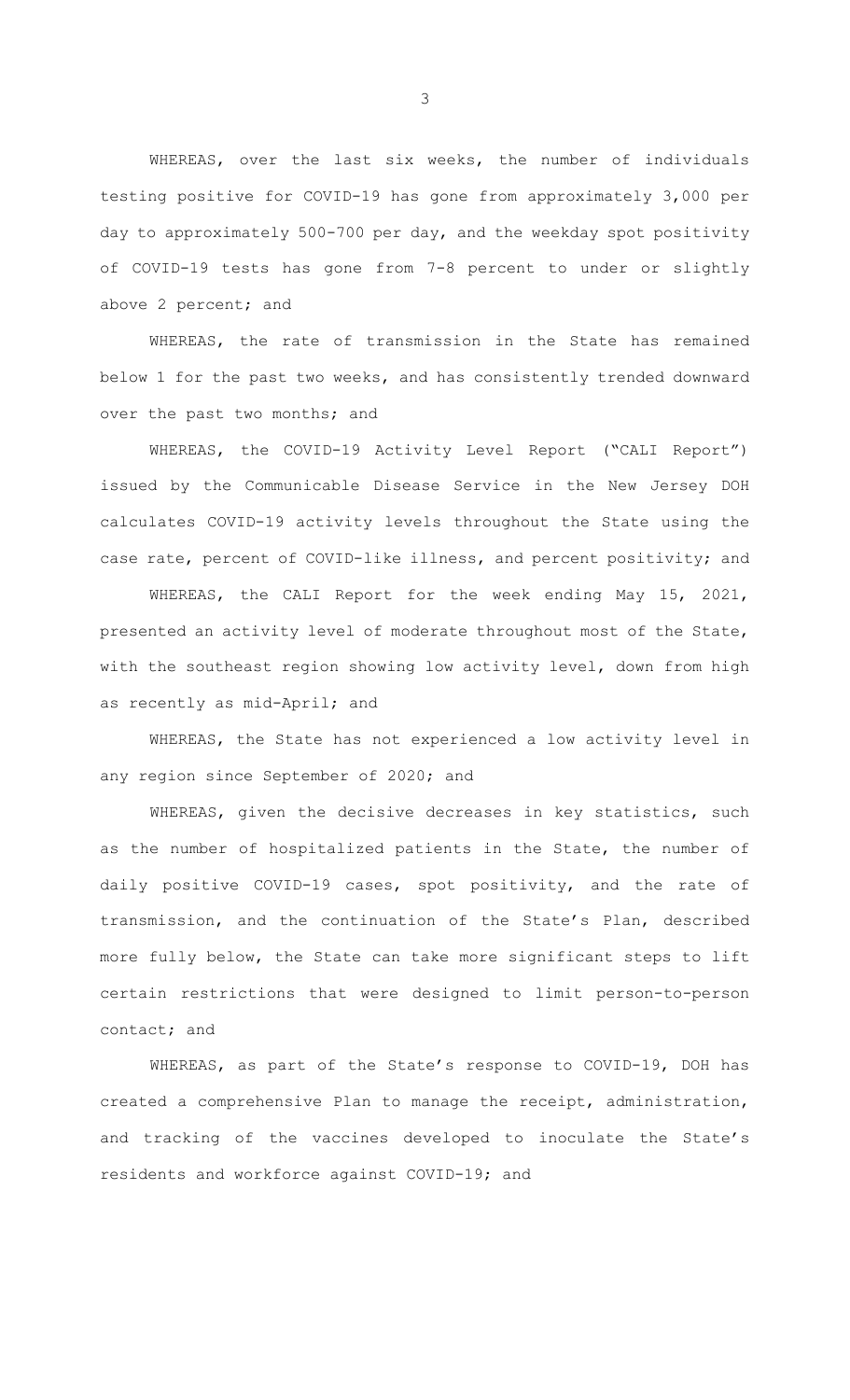WHEREAS, over the last six weeks, the number of individuals testing positive for COVID-19 has gone from approximately 3,000 per day to approximately 500-700 per day, and the weekday spot positivity of COVID-19 tests has gone from 7-8 percent to under or slightly above 2 percent; and

WHEREAS, the rate of transmission in the State has remained below 1 for the past two weeks, and has consistently trended downward over the past two months; and

WHEREAS, the COVID-19 Activity Level Report ("CALI Report") issued by the Communicable Disease Service in the New Jersey DOH calculates COVID-19 activity levels throughout the State using the case rate, percent of COVID-like illness, and percent positivity; and

WHEREAS, the CALI Report for the week ending May 15, 2021, presented an activity level of moderate throughout most of the State, with the southeast region showing low activity level, down from high as recently as mid-April; and

WHEREAS, the State has not experienced a low activity level in any region since September of 2020; and

WHEREAS, given the decisive decreases in key statistics, such as the number of hospitalized patients in the State, the number of daily positive COVID-19 cases, spot positivity, and the rate of transmission, and the continuation of the State's Plan, described more fully below, the State can take more significant steps to lift certain restrictions that were designed to limit person-to-person contact; and

WHEREAS, as part of the State's response to COVID-19, DOH has created a comprehensive Plan to manage the receipt, administration, and tracking of the vaccines developed to inoculate the State's residents and workforce against COVID-19; and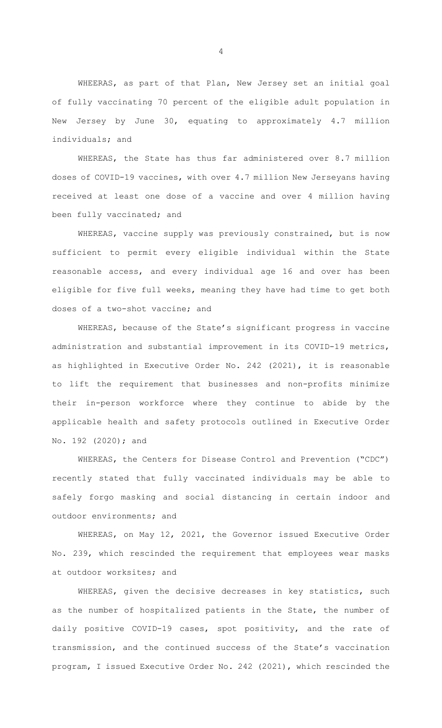WHEERAS, as part of that Plan, New Jersey set an initial goal of fully vaccinating 70 percent of the eligible adult population in New Jersey by June 30, equating to approximately 4.7 million individuals; and

WHEREAS, the State has thus far administered over 8.7 million doses of COVID-19 vaccines, with over 4.7 million New Jerseyans having received at least one dose of a vaccine and over 4 million having been fully vaccinated; and

WHEREAS, vaccine supply was previously constrained, but is now sufficient to permit every eligible individual within the State reasonable access, and every individual age 16 and over has been eligible for five full weeks, meaning they have had time to get both doses of a two-shot vaccine; and

WHEREAS, because of the State's significant progress in vaccine administration and substantial improvement in its COVID-19 metrics, as highlighted in Executive Order No. 242 (2021), it is reasonable to lift the requirement that businesses and non-profits minimize their in-person workforce where they continue to abide by the applicable health and safety protocols outlined in Executive Order No. 192 (2020); and

WHEREAS, the Centers for Disease Control and Prevention ("CDC") recently stated that fully vaccinated individuals may be able to safely forgo masking and social distancing in certain indoor and outdoor environments; and

WHEREAS, on May 12, 2021, the Governor issued Executive Order No. 239, which rescinded the requirement that employees wear masks at outdoor worksites; and

WHEREAS, given the decisive decreases in key statistics, such as the number of hospitalized patients in the State, the number of daily positive COVID-19 cases, spot positivity, and the rate of transmission, and the continued success of the State's vaccination program, I issued Executive Order No. 242 (2021), which rescinded the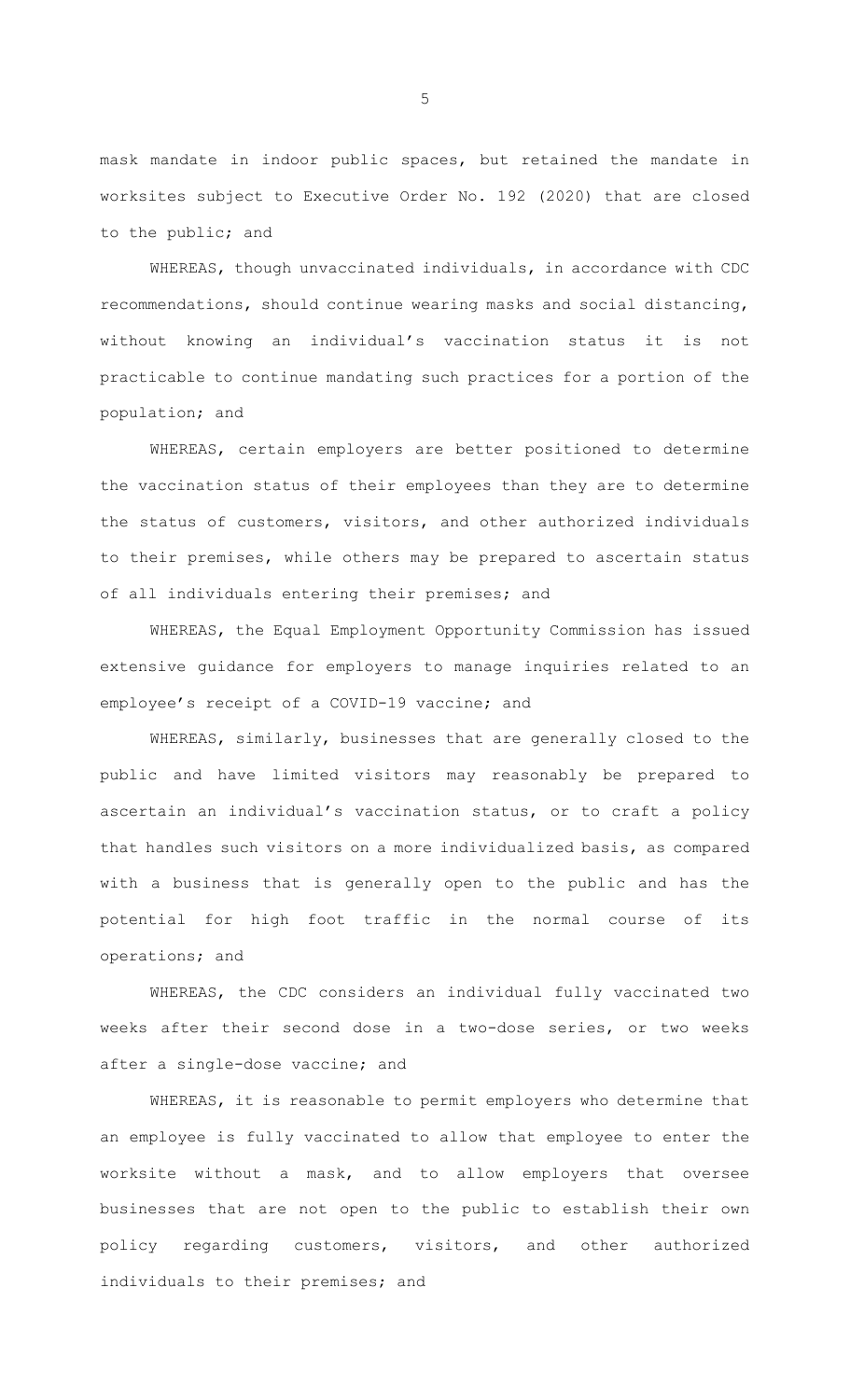mask mandate in indoor public spaces, but retained the mandate in worksites subject to Executive Order No. 192 (2020) that are closed to the public; and

WHEREAS, though unvaccinated individuals, in accordance with CDC recommendations, should continue wearing masks and social distancing, without knowing an individual's vaccination status it is not practicable to continue mandating such practices for a portion of the population; and

WHEREAS, certain employers are better positioned to determine the vaccination status of their employees than they are to determine the status of customers, visitors, and other authorized individuals to their premises, while others may be prepared to ascertain status of all individuals entering their premises; and

WHEREAS, the Equal Employment Opportunity Commission has issued extensive guidance for employers to manage inquiries related to an employee's receipt of a COVID-19 vaccine; and

WHEREAS, similarly, businesses that are generally closed to the public and have limited visitors may reasonably be prepared to ascertain an individual's vaccination status, or to craft a policy that handles such visitors on a more individualized basis, as compared with a business that is generally open to the public and has the potential for high foot traffic in the normal course of its operations; and

WHEREAS, the CDC considers an individual fully vaccinated two weeks after their second dose in a two-dose series, or two weeks after a single-dose vaccine; and

WHEREAS, it is reasonable to permit employers who determine that an employee is fully vaccinated to allow that employee to enter the worksite without a mask, and to allow employers that oversee businesses that are not open to the public to establish their own policy regarding customers, visitors, and other authorized individuals to their premises; and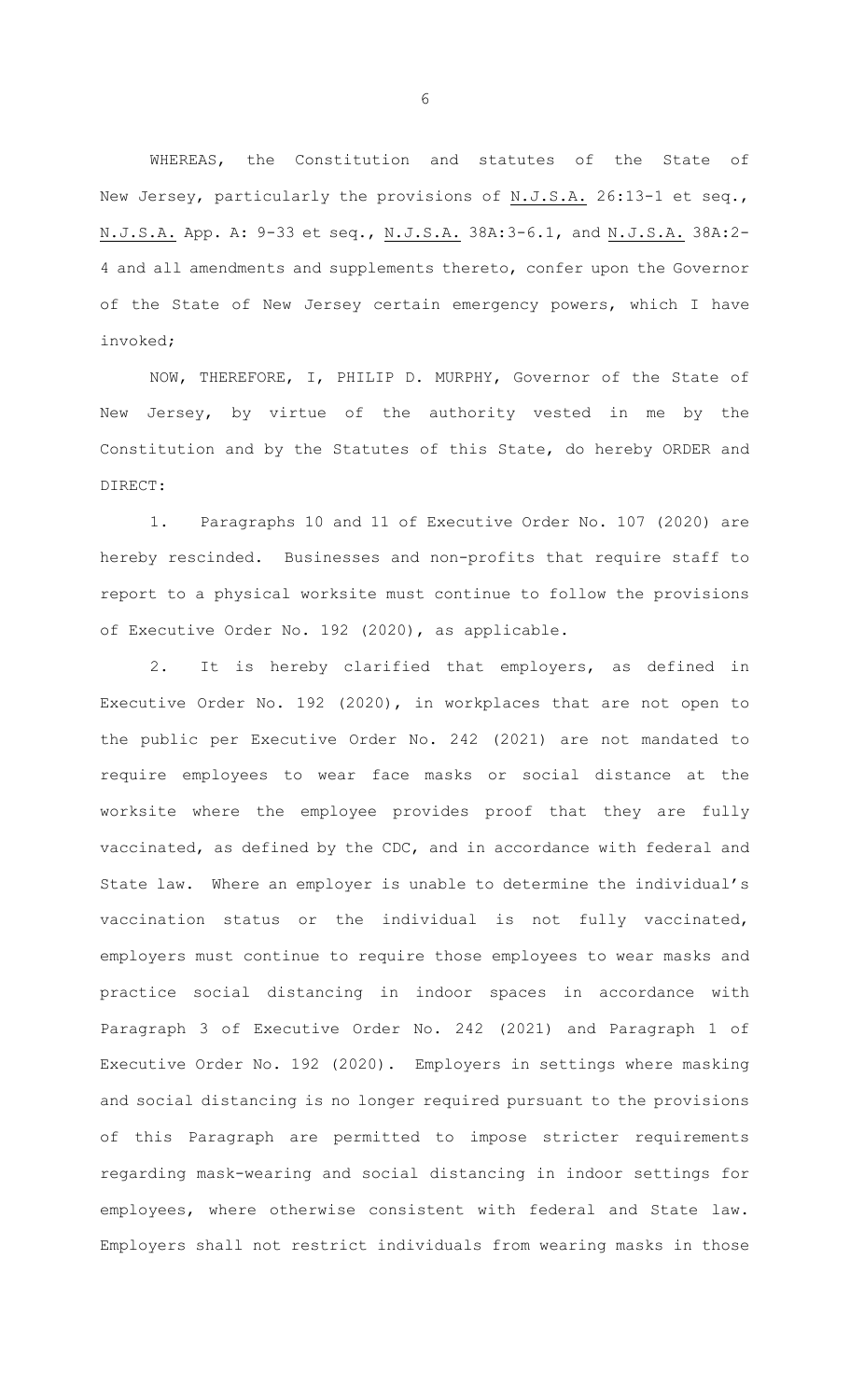WHEREAS, the Constitution and statutes of the State of New Jersey, particularly the provisions of N.J.S.A. 26:13-1 et seq., N.J.S.A. App. A: 9-33 et seq., N.J.S.A. 38A:3-6.1, and N.J.S.A. 38A:2-4 and all amendments and supplements thereto, confer upon the Governor of the State of New Jersey certain emergency powers, which I have invoked;

NOW, THEREFORE, I, PHILIP D. MURPHY, Governor of the State of New Jersey, by virtue of the authority vested in me by the Constitution and by the Statutes of this State, do hereby ORDER and DIRECT:

1. Paragraphs 10 and 11 of Executive Order No. 107 (2020) are hereby rescinded. Businesses and non-profits that require staff to report to a physical worksite must continue to follow the provisions of Executive Order No. 192 (2020), as applicable.

2. It is hereby clarified that employers, as defined in Executive Order No. 192 (2020), in workplaces that are not open to the public per Executive Order No. 242 (2021) are not mandated to require employees to wear face masks or social distance at the worksite where the employee provides proof that they are fully vaccinated, as defined by the CDC, and in accordance with federal and State law. Where an employer is unable to determine the individual's vaccination status or the individual is not fully vaccinated, employers must continue to require those employees to wear masks and practice social distancing in indoor spaces in accordance with Paragraph 3 of Executive Order No. 242 (2021) and Paragraph 1 of Executive Order No. 192 (2020). Employers in settings where masking and social distancing is no longer required pursuant to the provisions of this Paragraph are permitted to impose stricter requirements regarding mask-wearing and social distancing in indoor settings for employees, where otherwise consistent with federal and State law. Employers shall not restrict individuals from wearing masks in those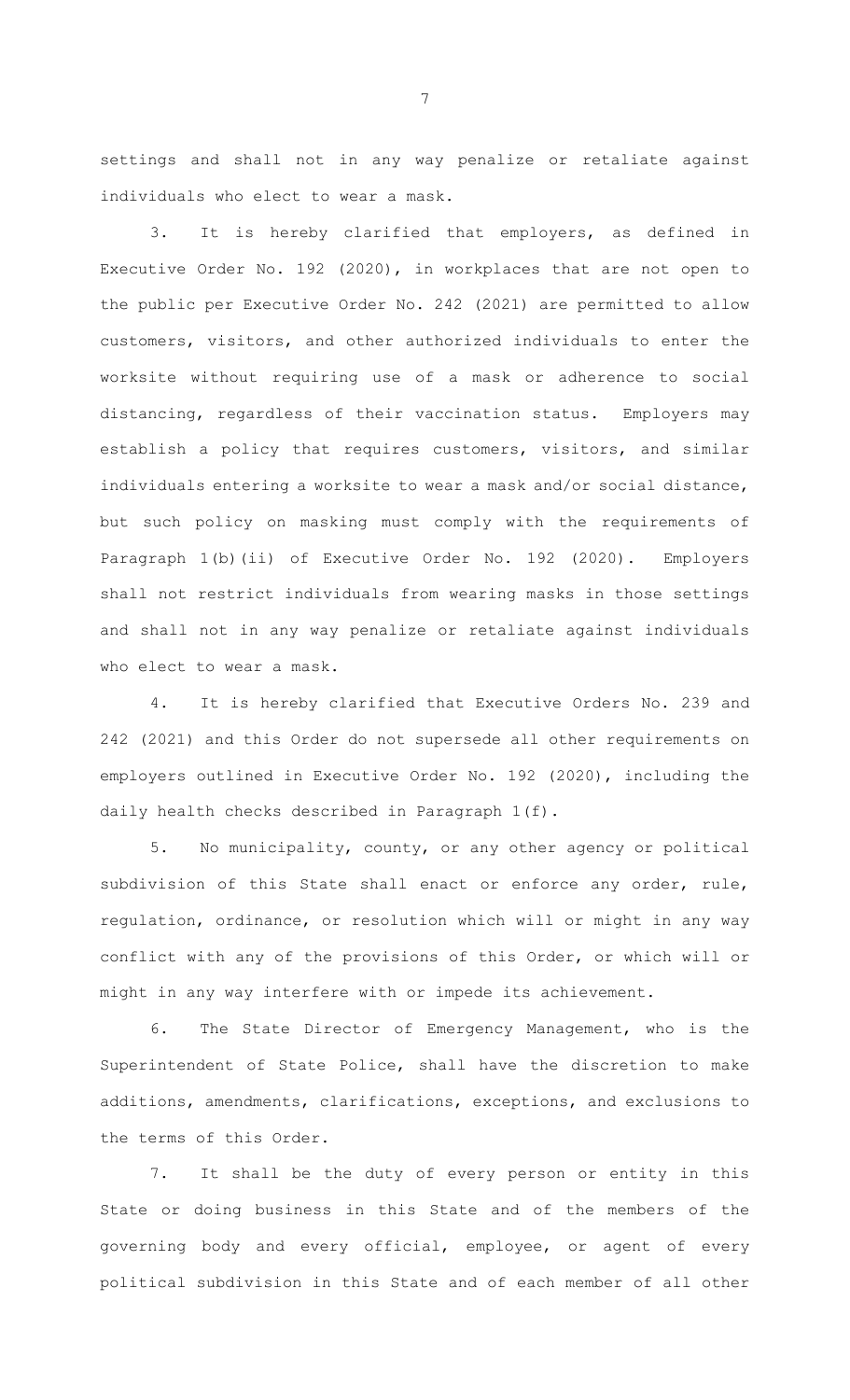settings and shall not in any way penalize or retaliate against individuals who elect to wear a mask.

3. It is hereby clarified that employers, as defined in Executive Order No. 192 (2020), in workplaces that are not open to the public per Executive Order No. 242 (2021) are permitted to allow customers, visitors, and other authorized individuals to enter the worksite without requiring use of a mask or adherence to social distancing, regardless of their vaccination status. Employers may establish a policy that requires customers, visitors, and similar individuals entering a worksite to wear a mask and/or social distance, but such policy on masking must comply with the requirements of Paragraph 1(b)(ii) of Executive Order No. 192 (2020). Employers shall not restrict individuals from wearing masks in those settings and shall not in any way penalize or retaliate against individuals who elect to wear a mask.

4. It is hereby clarified that Executive Orders No. 239 and 242 (2021) and this Order do not supersede all other requirements on employers outlined in Executive Order No. 192 (2020), including the daily health checks described in Paragraph 1(f).

5. No municipality, county, or any other agency or political subdivision of this State shall enact or enforce any order, rule, regulation, ordinance, or resolution which will or might in any way conflict with any of the provisions of this Order, or which will or might in any way interfere with or impede its achievement.

6. The State Director of Emergency Management, who is the Superintendent of State Police, shall have the discretion to make additions, amendments, clarifications, exceptions, and exclusions to the terms of this Order.

7. It shall be the duty of every person or entity in this State or doing business in this State and of the members of the governing body and every official, employee, or agent of every political subdivision in this State and of each member of all other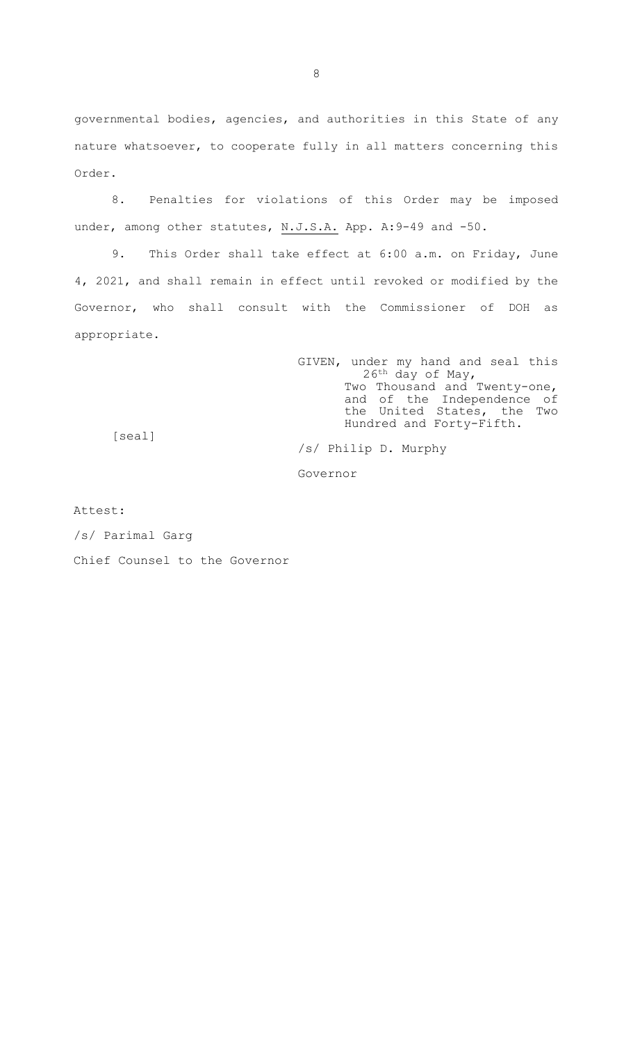governmental bodies, agencies, and authorities in this State of any nature whatsoever, to cooperate fully in all matters concerning this Order.

8. Penalties for violations of this Order may be imposed under, among other statutes, N.J.S.A. App. A:9-49 and -50.

9. This Order shall take effect at 6:00 a.m. on Friday, June 4, 2021, and shall remain in effect until revoked or modified by the Governor, who shall consult with the Commissioner of DOH as appropriate.

GIVEN, under my hand and seal this 26th day of May, Two Thousand and Twenty-one, and of the Independence of the United States, the Two Hundred and Forty-Fifth.

[seal]

/s/ Philip D. Murphy

Governor

Attest:

/s/ Parimal Garg

Chief Counsel to the Governor